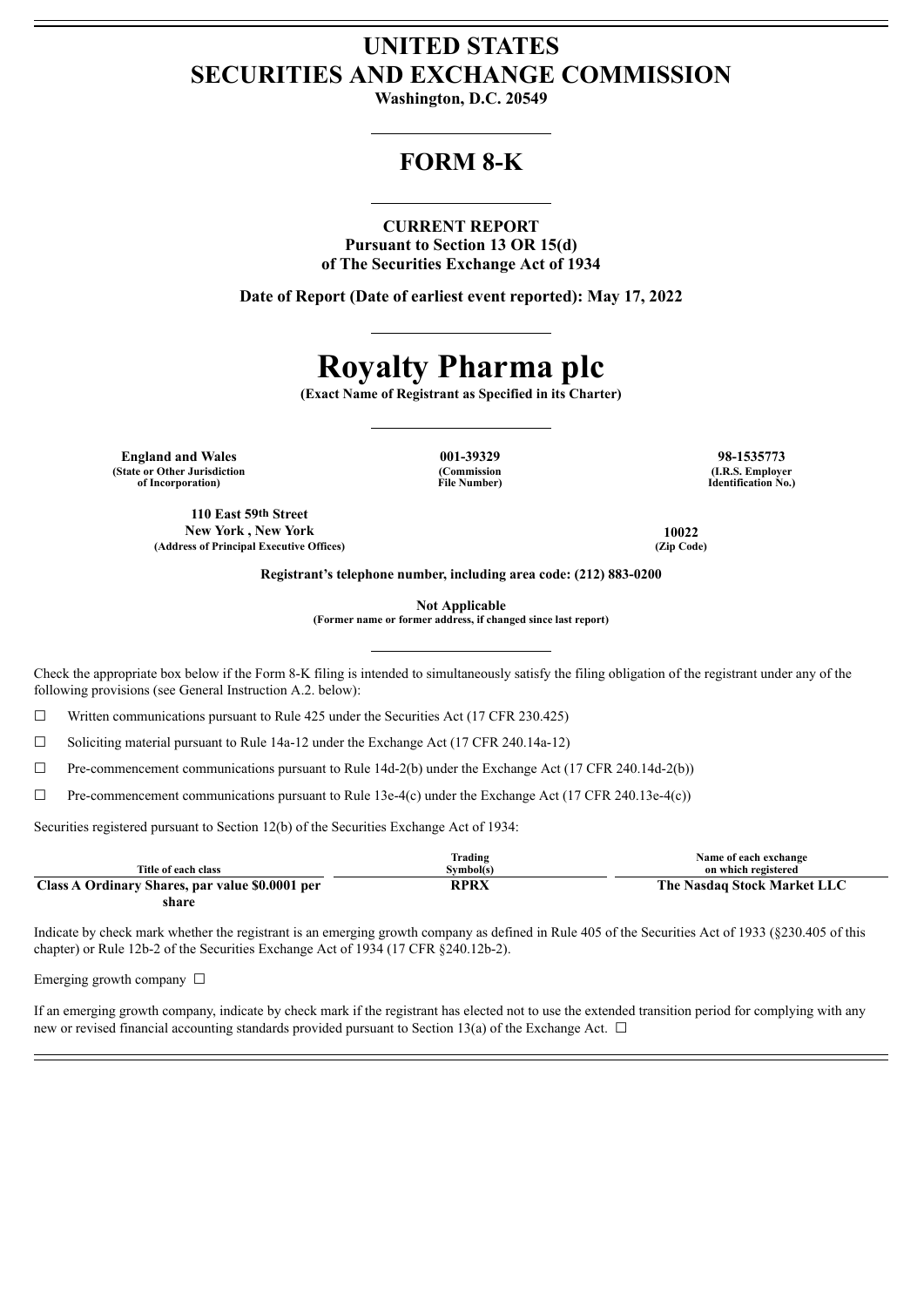# UNITED STATES
# SECURITIES AND EXCHANGE COMMISSION

**Washington, D.C. 20549**

## FORM 8-K

**CURRENT REPORT**
**Pursuant to Section 13 OR 15(d)**
**of The Securities Exchange Act of 1934**

**Date of Report (Date of earliest event reported): May 17, 2022**

# Royalty Pharma plc

**(Exact Name of Registrant as Specified in its Charter)**

| England and Wales | 001-39329 | 98-1535773 |
|---|---|---|
| (State or Other Jurisdiction of Incorporation) | (Commission File Number) | (I.R.S. Employer Identification No.) |

| 110 East 59th Street New York , New York | 10022 |
|---|---|
| (Address of Principal Executive Offices) | (Zip Code) |

**Registrant's telephone number, including area code: (212) 883-0200**

**Not Applicable**
**(Former name or former address, if changed since last report)**

Check the appropriate box below if the Form 8-K filing is intended to simultaneously satisfy the filing obligation of the registrant under any of the following provisions (see General Instruction A.2. below):

☐ Written communications pursuant to Rule 425 under the Securities Act (17 CFR 230.425)

☐ Soliciting material pursuant to Rule 14a-12 under the Exchange Act (17 CFR 240.14a-12)

☐ Pre-commencement communications pursuant to Rule 14d-2(b) under the Exchange Act (17 CFR 240.14d-2(b))

☐ Pre-commencement communications pursuant to Rule 13e-4(c) under the Exchange Act (17 CFR 240.13e-4(c))

Securities registered pursuant to Section 12(b) of the Securities Exchange Act of 1934:

| Title of each class | Trading Symbol(s) | Name of each exchange on which registered |
|---|---|---|
| **Class A Ordinary Shares, par value $0.0001 per share** | **RPRX** | **The Nasdaq Stock Market LLC** |

Indicate by check mark whether the registrant is an emerging growth company as defined in Rule 405 of the Securities Act of 1933 (§230.405 of this chapter) or Rule 12b-2 of the Securities Exchange Act of 1934 (17 CFR §240.12b-2).

Emerging growth company ☐

If an emerging growth company, indicate by check mark if the registrant has elected not to use the extended transition period for complying with any new or revised financial accounting standards provided pursuant to Section 13(a) of the Exchange Act. ☐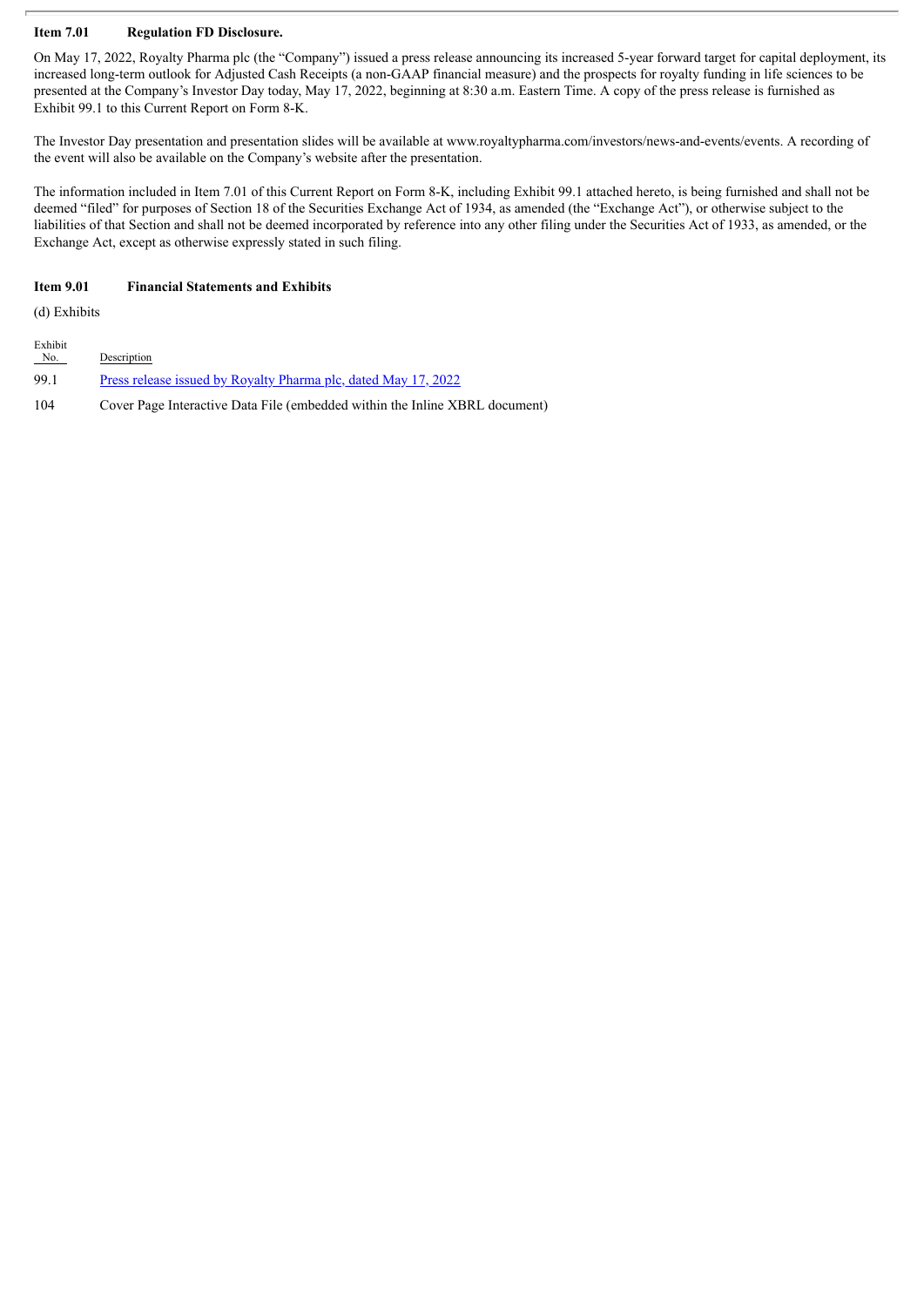**Item 7.01 Regulation FD Disclosure.**

On May 17, 2022, Royalty Pharma plc (the "Company") issued a press release announcing its increased 5-year forward target for capital deployment, its increased long-term outlook for Adjusted Cash Receipts (a non-GAAP financial measure) and the prospects for royalty funding in life sciences to be presented at the Company's Investor Day today, May 17, 2022, beginning at 8:30 a.m. Eastern Time. A copy of the press release is furnished as Exhibit 99.1 to this Current Report on Form 8-K.

The Investor Day presentation and presentation slides will be available at www.royaltypharma.com/investors/news-and-events/events. A recording of the event will also be available on the Company's website after the presentation.

The information included in Item 7.01 of this Current Report on Form 8-K, including Exhibit 99.1 attached hereto, is being furnished and shall not be deemed "filed" for purposes of Section 18 of the Securities Exchange Act of 1934, as amended (the "Exchange Act"), or otherwise subject to the liabilities of that Section and shall not be deemed incorporated by reference into any other filing under the Securities Act of 1933, as amended, or the Exchange Act, except as otherwise expressly stated in such filing.

**Item 9.01 Financial Statements and Exhibits**

(d) Exhibits

| Exhibit No. | Description |
|---|---|
| 99.1 | Press release issued by Royalty Pharma plc, dated May 17, 2022 |
| 104 | Cover Page Interactive Data File (embedded within the Inline XBRL document) |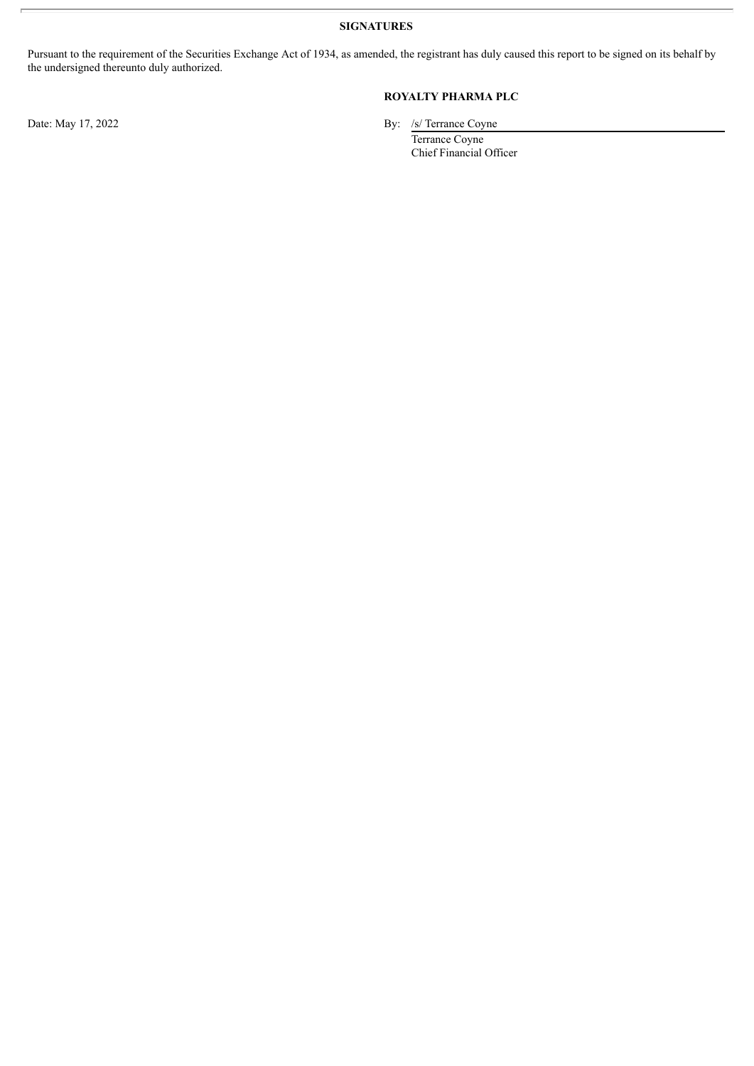**SIGNATURES**

Pursuant to the requirement of the Securities Exchange Act of 1934, as amended, the registrant has duly caused this report to be signed on its behalf by the undersigned thereunto duly authorized.

**ROYALTY PHARMA PLC**

Date: May 17, 2022

By: /s/ Terrance Coyne

Terrance Coyne
Chief Financial Officer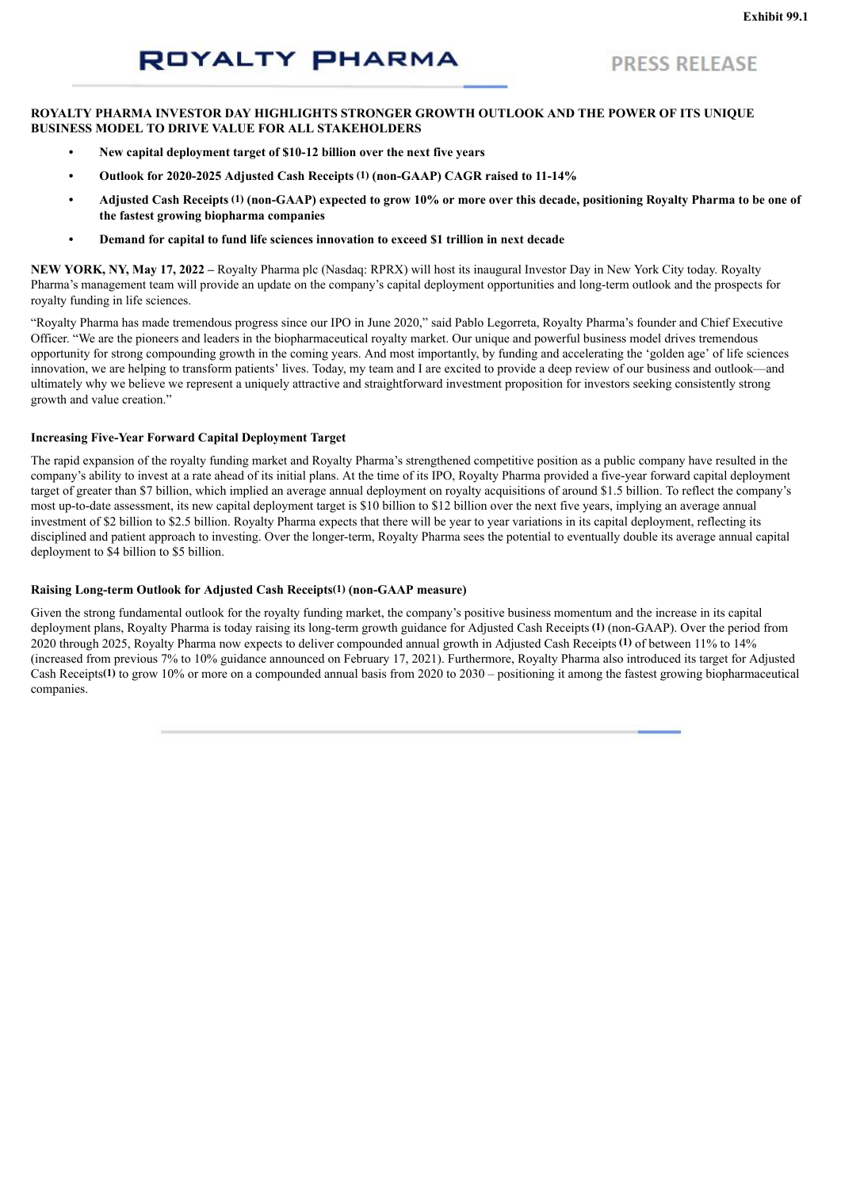Exhibit 99.1

**ROYALTY PHARMA** PRESS RELEASE

**ROYALTY PHARMA INVESTOR DAY HIGHLIGHTS STRONGER GROWTH OUTLOOK AND THE POWER OF ITS UNIQUE BUSINESS MODEL TO DRIVE VALUE FOR ALL STAKEHOLDERS**

- **New capital deployment target of $10-12 billion over the next five years**
- **Outlook for 2020-2025 Adjusted Cash Receipts (1) (non-GAAP) CAGR raised to 11-14%**
- **Adjusted Cash Receipts (1) (non-GAAP) expected to grow 10% or more over this decade, positioning Royalty Pharma to be one of the fastest growing biopharma companies**
- **Demand for capital to fund life sciences innovation to exceed $1 trillion in next decade**

**NEW YORK, NY, May 17, 2022 –** Royalty Pharma plc (Nasdaq: RPRX) will host its inaugural Investor Day in New York City today. Royalty Pharma's management team will provide an update on the company's capital deployment opportunities and long-term outlook and the prospects for royalty funding in life sciences.

"Royalty Pharma has made tremendous progress since our IPO in June 2020," said Pablo Legorreta, Royalty Pharma's founder and Chief Executive Officer. "We are the pioneers and leaders in the biopharmaceutical royalty market. Our unique and powerful business model drives tremendous opportunity for strong compounding growth in the coming years. And most importantly, by funding and accelerating the 'golden age' of life sciences innovation, we are helping to transform patients' lives. Today, my team and I are excited to provide a deep review of our business and outlook—and ultimately why we believe we represent a uniquely attractive and straightforward investment proposition for investors seeking consistently strong growth and value creation."

### Increasing Five-Year Forward Capital Deployment Target

The rapid expansion of the royalty funding market and Royalty Pharma's strengthened competitive position as a public company have resulted in the company's ability to invest at a rate ahead of its initial plans. At the time of its IPO, Royalty Pharma provided a five-year forward capital deployment target of greater than $7 billion, which implied an average annual deployment on royalty acquisitions of around $1.5 billion. To reflect the company's most up-to-date assessment, its new capital deployment target is $10 billion to $12 billion over the next five years, implying an average annual investment of $2 billion to $2.5 billion. Royalty Pharma expects that there will be year to year variations in its capital deployment, reflecting its disciplined and patient approach to investing. Over the longer-term, Royalty Pharma sees the potential to eventually double its average annual capital deployment to $4 billion to $5 billion.

### Raising Long-term Outlook for Adjusted Cash Receipts(1) (non-GAAP measure)

Given the strong fundamental outlook for the royalty funding market, the company's positive business momentum and the increase in its capital deployment plans, Royalty Pharma is today raising its long-term growth guidance for Adjusted Cash Receipts (1) (non-GAAP). Over the period from 2020 through 2025, Royalty Pharma now expects to deliver compounded annual growth in Adjusted Cash Receipts (1) of between 11% to 14% (increased from previous 7% to 10% guidance announced on February 17, 2021). Furthermore, Royalty Pharma also introduced its target for Adjusted Cash Receipts(1) to grow 10% or more on a compounded annual basis from 2020 to 2030 – positioning it among the fastest growing biopharmaceutical companies.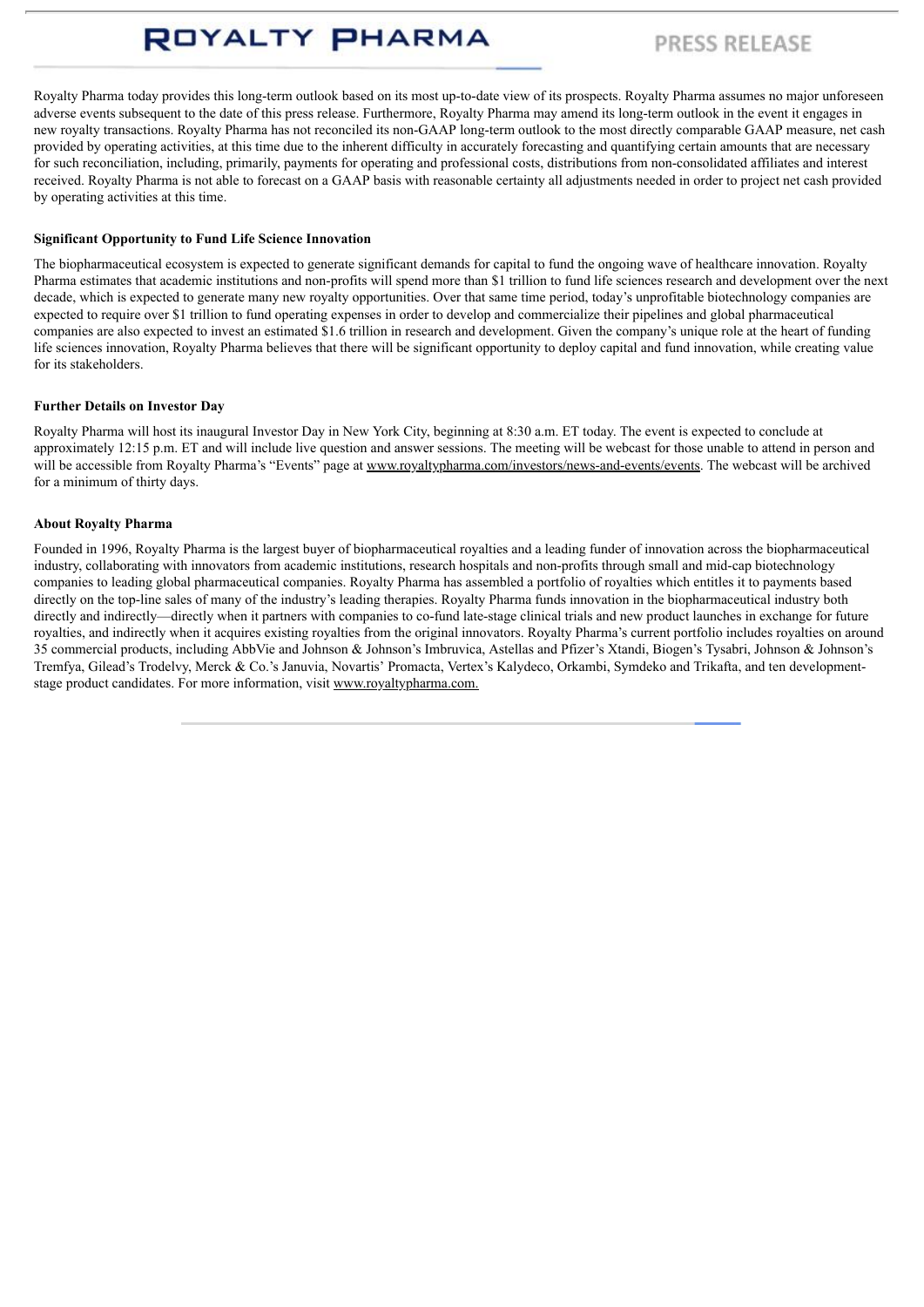Royalty Pharma today provides this long-term outlook based on its most up-to-date view of its prospects. Royalty Pharma assumes no major unforeseen adverse events subsequent to the date of this press release. Furthermore, Royalty Pharma may amend its long-term outlook in the event it engages in new royalty transactions. Royalty Pharma has not reconciled its non-GAAP long-term outlook to the most directly comparable GAAP measure, net cash provided by operating activities, at this time due to the inherent difficulty in accurately forecasting and quantifying certain amounts that are necessary for such reconciliation, including, primarily, payments for operating and professional costs, distributions from non-consolidated affiliates and interest received. Royalty Pharma is not able to forecast on a GAAP basis with reasonable certainty all adjustments needed in order to project net cash provided by operating activities at this time.

**Significant Opportunity to Fund Life Science Innovation**

The biopharmaceutical ecosystem is expected to generate significant demands for capital to fund the ongoing wave of healthcare innovation. Royalty Pharma estimates that academic institutions and non-profits will spend more than $1 trillion to fund life sciences research and development over the next decade, which is expected to generate many new royalty opportunities. Over that same time period, today's unprofitable biotechnology companies are expected to require over $1 trillion to fund operating expenses in order to develop and commercialize their pipelines and global pharmaceutical companies are also expected to invest an estimated $1.6 trillion in research and development. Given the company's unique role at the heart of funding life sciences innovation, Royalty Pharma believes that there will be significant opportunity to deploy capital and fund innovation, while creating value for its stakeholders.

**Further Details on Investor Day**

Royalty Pharma will host its inaugural Investor Day in New York City, beginning at 8:30 a.m. ET today. The event is expected to conclude at approximately 12:15 p.m. ET and will include live question and answer sessions. The meeting will be webcast for those unable to attend in person and will be accessible from Royalty Pharma's "Events" page at www.royaltypharma.com/investors/news-and-events/events. The webcast will be archived for a minimum of thirty days.

**About Royalty Pharma**

Founded in 1996, Royalty Pharma is the largest buyer of biopharmaceutical royalties and a leading funder of innovation across the biopharmaceutical industry, collaborating with innovators from academic institutions, research hospitals and non-profits through small and mid-cap biotechnology companies to leading global pharmaceutical companies. Royalty Pharma has assembled a portfolio of royalties which entitles it to payments based directly on the top-line sales of many of the industry's leading therapies. Royalty Pharma funds innovation in the biopharmaceutical industry both directly and indirectly—directly when it partners with companies to co-fund late-stage clinical trials and new product launches in exchange for future royalties, and indirectly when it acquires existing royalties from the original innovators. Royalty Pharma's current portfolio includes royalties on around 35 commercial products, including AbbVie and Johnson & Johnson's Imbruvica, Astellas and Pfizer's Xtandi, Biogen's Tysabri, Johnson & Johnson's Tremfya, Gilead's Trodelvy, Merck & Co.'s Januvia, Novartis' Promacta, Vertex's Kalydeco, Orkambi, Symdeko and Trikafta, and ten development-stage product candidates. For more information, visit www.royaltypharma.com.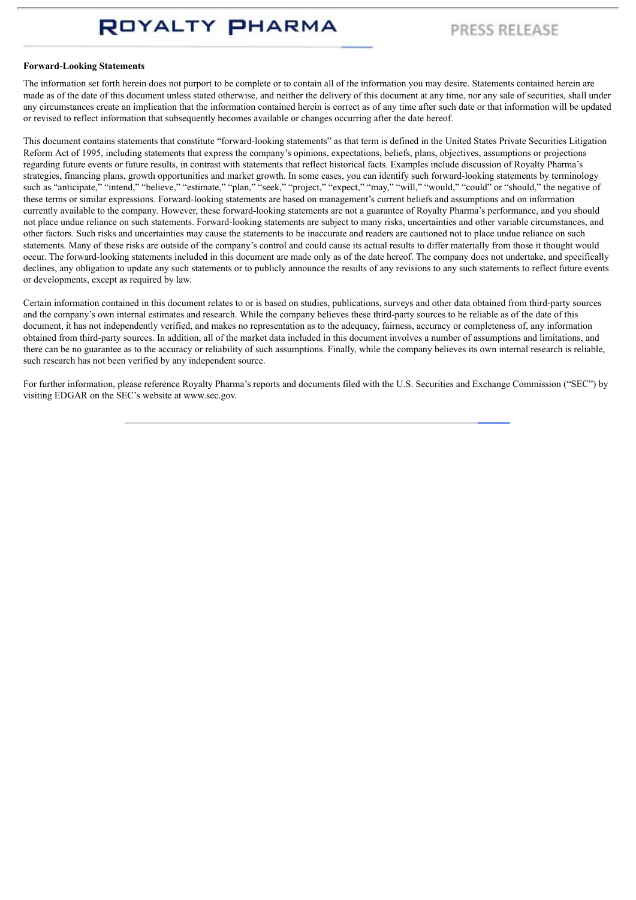**Forward-Looking Statements**

The information set forth herein does not purport to be complete or to contain all of the information you may desire. Statements contained herein are made as of the date of this document unless stated otherwise, and neither the delivery of this document at any time, nor any sale of securities, shall under any circumstances create an implication that the information contained herein is correct as of any time after such date or that information will be updated or revised to reflect information that subsequently becomes available or changes occurring after the date hereof.

This document contains statements that constitute "forward-looking statements" as that term is defined in the United States Private Securities Litigation Reform Act of 1995, including statements that express the company's opinions, expectations, beliefs, plans, objectives, assumptions or projections regarding future events or future results, in contrast with statements that reflect historical facts. Examples include discussion of Royalty Pharma's strategies, financing plans, growth opportunities and market growth. In some cases, you can identify such forward-looking statements by terminology such as "anticipate," "intend," "believe," "estimate," "plan," "seek," "project," "expect," "may," "will," "would," "could" or "should," the negative of these terms or similar expressions. Forward-looking statements are based on management's current beliefs and assumptions and on information currently available to the company. However, these forward-looking statements are not a guarantee of Royalty Pharma's performance, and you should not place undue reliance on such statements. Forward-looking statements are subject to many risks, uncertainties and other variable circumstances, and other factors. Such risks and uncertainties may cause the statements to be inaccurate and readers are cautioned not to place undue reliance on such statements. Many of these risks are outside of the company's control and could cause its actual results to differ materially from those it thought would occur. The forward-looking statements included in this document are made only as of the date hereof. The company does not undertake, and specifically declines, any obligation to update any such statements or to publicly announce the results of any revisions to any such statements to reflect future events or developments, except as required by law.

Certain information contained in this document relates to or is based on studies, publications, surveys and other data obtained from third-party sources and the company's own internal estimates and research. While the company believes these third-party sources to be reliable as of the date of this document, it has not independently verified, and makes no representation as to the adequacy, fairness, accuracy or completeness of, any information obtained from third-party sources. In addition, all of the market data included in this document involves a number of assumptions and limitations, and there can be no guarantee as to the accuracy or reliability of such assumptions. Finally, while the company believes its own internal research is reliable, such research has not been verified by any independent source.

For further information, please reference Royalty Pharma's reports and documents filed with the U.S. Securities and Exchange Commission ("SEC") by visiting EDGAR on the SEC's website at www.sec.gov.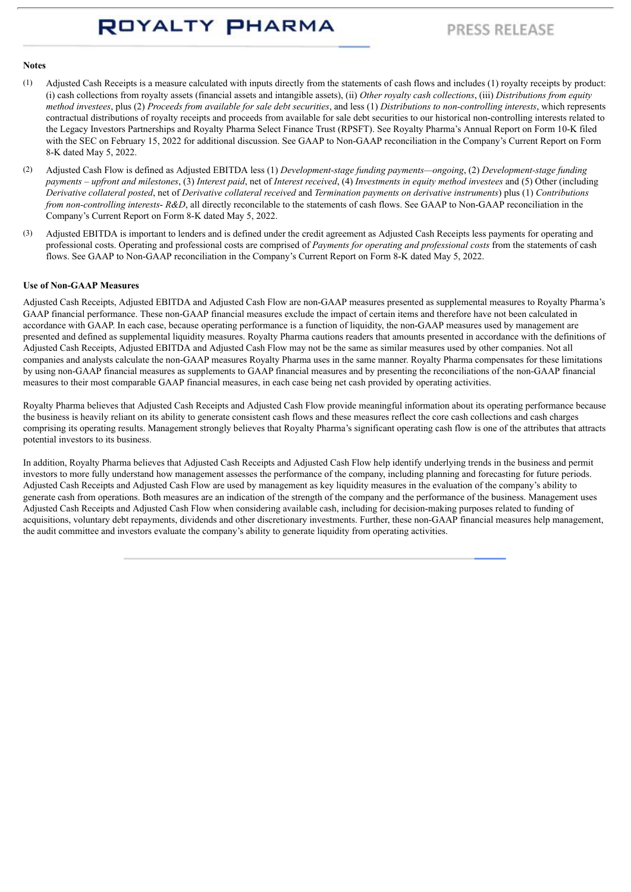**Notes**

(1) Adjusted Cash Receipts is a measure calculated with inputs directly from the statements of cash flows and includes (1) royalty receipts by product: (i) cash collections from royalty assets (financial assets and intangible assets), (ii) *Other royalty cash collections*, (iii) *Distributions from equity method investees*, plus (2) *Proceeds from available for sale debt securities*, and less (1) *Distributions to non-controlling interests*, which represents contractual distributions of royalty receipts and proceeds from available for sale debt securities to our historical non-controlling interests related to the Legacy Investors Partnerships and Royalty Pharma Select Finance Trust (RPSFT). See Royalty Pharma's Annual Report on Form 10-K filed with the SEC on February 15, 2022 for additional discussion. See GAAP to Non-GAAP reconciliation in the Company's Current Report on Form 8-K dated May 5, 2022.

(2) Adjusted Cash Flow is defined as Adjusted EBITDA less (1) *Development-stage funding payments—ongoing*, (2) *Development-stage funding payments – upfront and milestones*, (3) *Interest paid*, net of *Interest received*, (4) *Investments in equity method investees* and (5) Other (including *Derivative collateral posted*, net of *Derivative collateral received* and *Termination payments on derivative instruments*) plus (1) *Contributions from non-controlling interests- R&D*, all directly reconcilable to the statements of cash flows. See GAAP to Non-GAAP reconciliation in the Company's Current Report on Form 8-K dated May 5, 2022.

(3) Adjusted EBITDA is important to lenders and is defined under the credit agreement as Adjusted Cash Receipts less payments for operating and professional costs. Operating and professional costs are comprised of *Payments for operating and professional costs* from the statements of cash flows. See GAAP to Non-GAAP reconciliation in the Company's Current Report on Form 8-K dated May 5, 2022.

**Use of Non-GAAP Measures**

Adjusted Cash Receipts, Adjusted EBITDA and Adjusted Cash Flow are non-GAAP measures presented as supplemental measures to Royalty Pharma's GAAP financial performance. These non-GAAP financial measures exclude the impact of certain items and therefore have not been calculated in accordance with GAAP. In each case, because operating performance is a function of liquidity, the non-GAAP measures used by management are presented and defined as supplemental liquidity measures. Royalty Pharma cautions readers that amounts presented in accordance with the definitions of Adjusted Cash Receipts, Adjusted EBITDA and Adjusted Cash Flow may not be the same as similar measures used by other companies. Not all companies and analysts calculate the non-GAAP measures Royalty Pharma uses in the same manner. Royalty Pharma compensates for these limitations by using non-GAAP financial measures as supplements to GAAP financial measures and by presenting the reconciliations of the non-GAAP financial measures to their most comparable GAAP financial measures, in each case being net cash provided by operating activities.

Royalty Pharma believes that Adjusted Cash Receipts and Adjusted Cash Flow provide meaningful information about its operating performance because the business is heavily reliant on its ability to generate consistent cash flows and these measures reflect the core cash collections and cash charges comprising its operating results. Management strongly believes that Royalty Pharma's significant operating cash flow is one of the attributes that attracts potential investors to its business.

In addition, Royalty Pharma believes that Adjusted Cash Receipts and Adjusted Cash Flow help identify underlying trends in the business and permit investors to more fully understand how management assesses the performance of the company, including planning and forecasting for future periods. Adjusted Cash Receipts and Adjusted Cash Flow are used by management as key liquidity measures in the evaluation of the company's ability to generate cash from operations. Both measures are an indication of the strength of the company and the performance of the business. Management uses Adjusted Cash Receipts and Adjusted Cash Flow when considering available cash, including for decision-making purposes related to funding of acquisitions, voluntary debt repayments, dividends and other discretionary investments. Further, these non-GAAP financial measures help management, the audit committee and investors evaluate the company's ability to generate liquidity from operating activities.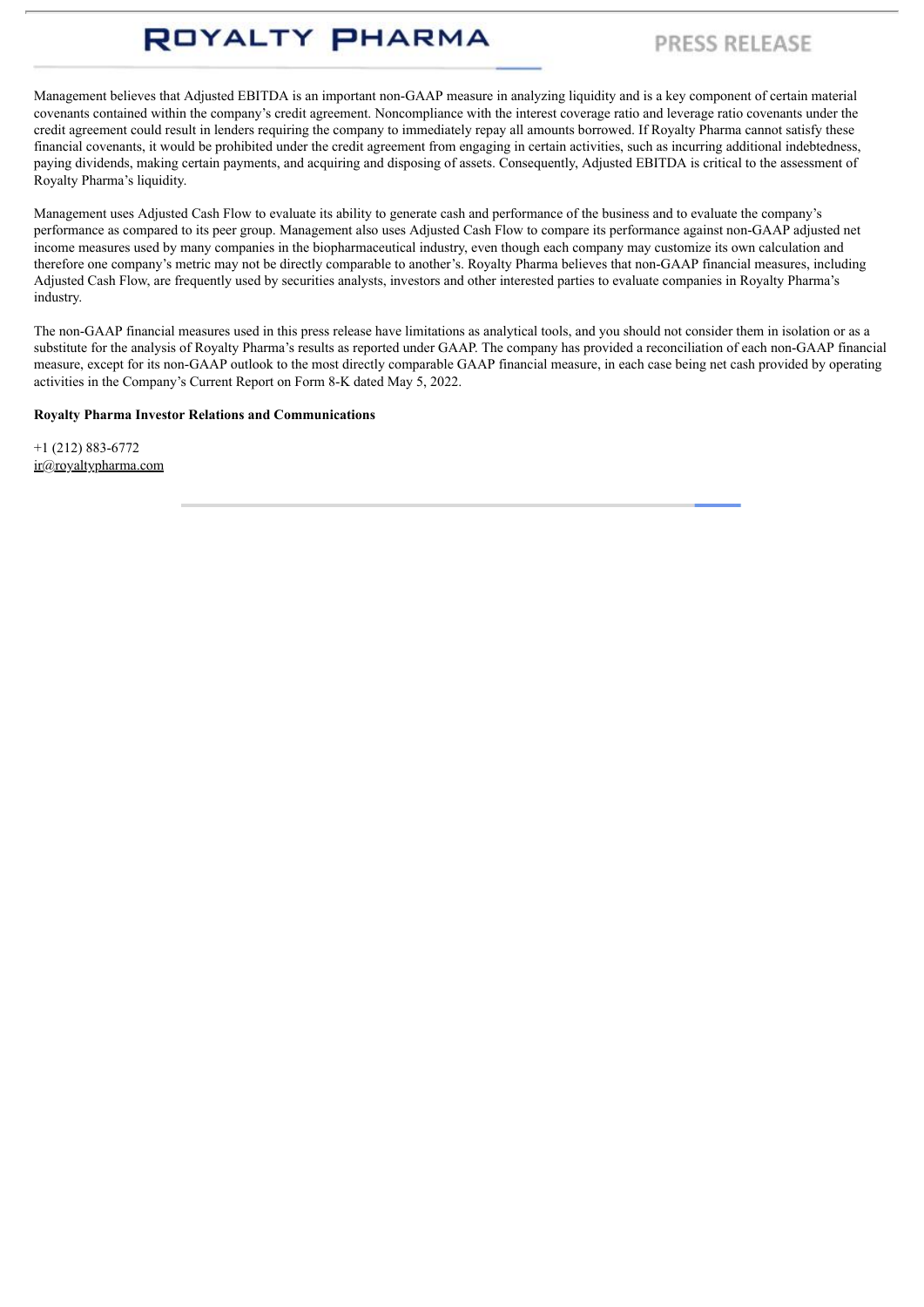Management believes that Adjusted EBITDA is an important non-GAAP measure in analyzing liquidity and is a key component of certain material covenants contained within the company's credit agreement. Noncompliance with the interest coverage ratio and leverage ratio covenants under the credit agreement could result in lenders requiring the company to immediately repay all amounts borrowed. If Royalty Pharma cannot satisfy these financial covenants, it would be prohibited under the credit agreement from engaging in certain activities, such as incurring additional indebtedness, paying dividends, making certain payments, and acquiring and disposing of assets. Consequently, Adjusted EBITDA is critical to the assessment of Royalty Pharma's liquidity.

Management uses Adjusted Cash Flow to evaluate its ability to generate cash and performance of the business and to evaluate the company's performance as compared to its peer group. Management also uses Adjusted Cash Flow to compare its performance against non-GAAP adjusted net income measures used by many companies in the biopharmaceutical industry, even though each company may customize its own calculation and therefore one company's metric may not be directly comparable to another's. Royalty Pharma believes that non-GAAP financial measures, including Adjusted Cash Flow, are frequently used by securities analysts, investors and other interested parties to evaluate companies in Royalty Pharma's industry.

The non-GAAP financial measures used in this press release have limitations as analytical tools, and you should not consider them in isolation or as a substitute for the analysis of Royalty Pharma's results as reported under GAAP. The company has provided a reconciliation of each non-GAAP financial measure, except for its non-GAAP outlook to the most directly comparable GAAP financial measure, in each case being net cash provided by operating activities in the Company's Current Report on Form 8-K dated May 5, 2022.

**Royalty Pharma Investor Relations and Communications**

+1 (212) 883-6772
ir@royaltypharma.com